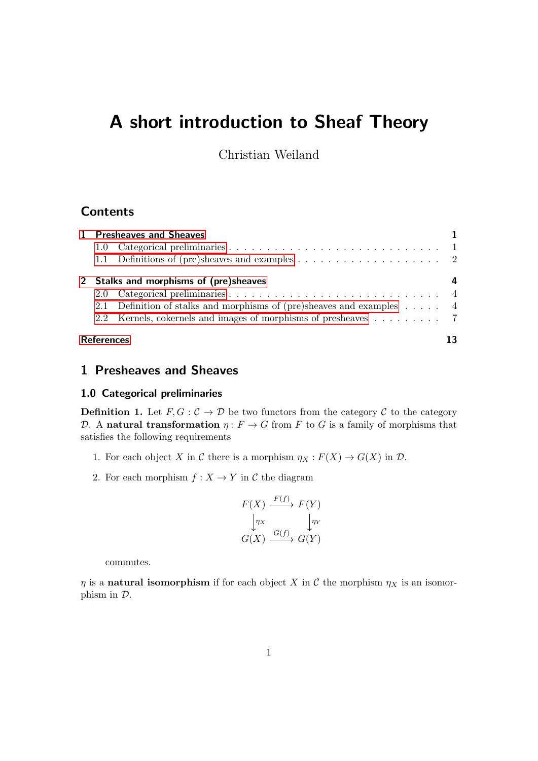# A short introduction to Sheaf Theory

Christian Weiland

## Contents

1 Presheaves and Sheaves — 1
- 1.0 Categorical preliminaries — 1
- 1.1 Definitions of (pre)sheaves and examples — 2

2 Stalks and morphisms of (pre)sheaves — 4
- 2.0 Categorical preliminaries — 4
- 2.1 Definition of stalks and morphisms of (pre)sheaves and examples — 4
- 2.2 Kernels, cokernels and images of morphisms of presheaves — 7

References — 13

## 1 Presheaves and Sheaves

### 1.0 Categorical preliminaries

**Definition 1.** Let $F, G : \mathcal{C} \to \mathcal{D}$ be two functors from the category $\mathcal{C}$ to the category $\mathcal{D}$. A **natural transformation** $\eta : F \to G$ from $F$ to $G$ is a family of morphisms that satisfies the following requirements

1. For each object $X$ in $\mathcal{C}$ there is a morphism $\eta_X : F(X) \to G(X)$ in $\mathcal{D}$.
2. For each morphism $f : X \to Y$ in $\mathcal{C}$ the diagram

$$\begin{array}{ccc} F(X) & \xrightarrow{F(f)} & F(Y) \\ \downarrow{\scriptstyle \eta_X} & & \downarrow{\scriptstyle \eta_Y} \\ G(X) & \xrightarrow{G(f)} & G(Y) \end{array}$$

   commutes.

$\eta$ is a **natural isomorphism** if for each object $X$ in $\mathcal{C}$ the morphism $\eta_X$ is an isomorphism in $\mathcal{D}$.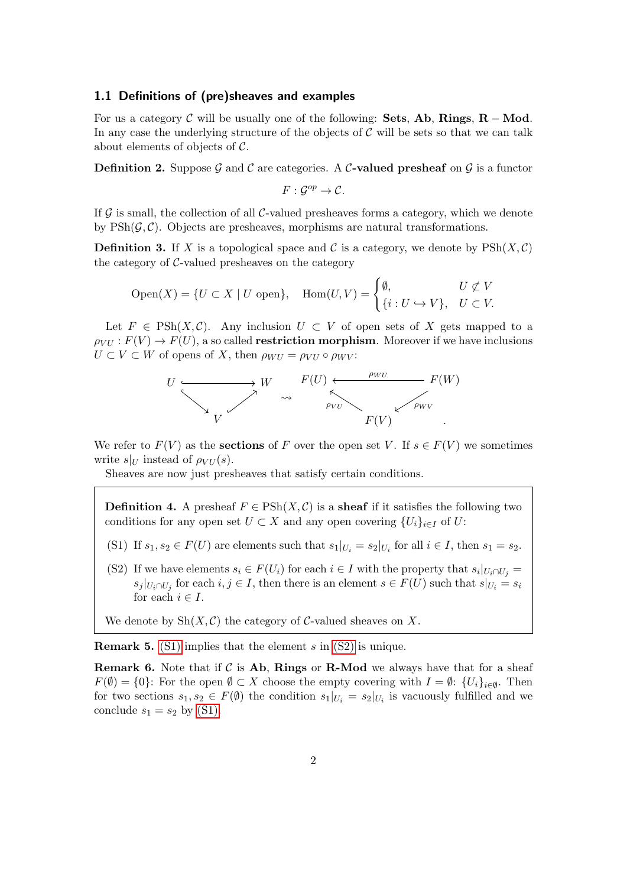### 1.1 Definitions of (pre)sheaves and examples

For us a category $\mathcal{C}$ will be usually one of the following: **Sets**, **Ab**, **Rings**, **R − Mod**. In any case the underlying structure of the objects of $\mathcal{C}$ will be sets so that we can talk about elements of objects of $\mathcal{C}$.

**Definition 2.** Suppose $\mathcal{G}$ and $\mathcal{C}$ are categories. A **$\mathcal{C}$-valued presheaf** on $\mathcal{G}$ is a functor

$$F : \mathcal{G}^{op} \to \mathcal{C}.$$

If $\mathcal{G}$ is small, the collection of all $\mathcal{C}$-valued presheaves forms a category, which we denote by $\mathrm{PSh}(\mathcal{G}, \mathcal{C})$. Objects are presheaves, morphisms are natural transformations.

**Definition 3.** If $X$ is a topological space and $\mathcal{C}$ is a category, we denote by $\mathrm{PSh}(X, \mathcal{C})$ the category of $\mathcal{C}$-valued presheaves on the category

$$\mathrm{Open}(X) = \{U \subset X \mid U \text{ open}\}, \quad \mathrm{Hom}(U, V) = \begin{cases} \emptyset, & U \not\subset V \\ \{i : U \hookrightarrow V\}, & U \subset V. \end{cases}$$

Let $F \in \mathrm{PSh}(X, \mathcal{C})$. Any inclusion $U \subset V$ of open sets of $X$ gets mapped to a $\rho_{VU} : F(V) \to F(U)$, a so called **restriction morphism**. Moreover if we have inclusions $U \subset V \subset W$ of opens of $X$, then $\rho_{WU} = \rho_{VU} \circ \rho_{WV}$:

$$\begin{array}{ccc} U & \hookrightarrow & W \\ & \searrow \; V \; \nearrow & \end{array} \quad \rightsquigarrow \quad \begin{array}{ccc} F(U) & \xleftarrow{\rho_{WU}} & F(W) \\ & \nwarrow^{\rho_{VU}} \; F(V) \; \swarrow^{\rho_{WV}} & \end{array}.$$

We refer to $F(V)$ as the **sections** of $F$ over the open set $V$. If $s \in F(V)$ we sometimes write $s|_U$ instead of $\rho_{VU}(s)$.

Sheaves are now just presheaves that satisfy certain conditions.

**Definition 4.** A presheaf $F \in \mathrm{PSh}(X, \mathcal{C})$ is a **sheaf** if it satisfies the following two conditions for any open set $U \subset X$ and any open covering $\{U_i\}_{i \in I}$ of $U$:

(S1) If $s_1, s_2 \in F(U)$ are elements such that $s_1|_{U_i} = s_2|_{U_i}$ for all $i \in I$, then $s_1 = s_2$.

(S2) If we have elements $s_i \in F(U_i)$ for each $i \in I$ with the property that $s_i|_{U_i \cap U_j} = s_j|_{U_i \cap U_j}$ for each $i, j \in I$, then there is an element $s \in F(U)$ such that $s|_{U_i} = s_i$ for each $i \in I$.

We denote by $\mathrm{Sh}(X, \mathcal{C})$ the category of $\mathcal{C}$-valued sheaves on $X$.

**Remark 5.** (S1) implies that the element $s$ in (S2) is unique.

**Remark 6.** Note that if $\mathcal{C}$ is **Ab**, **Rings** or **R-Mod** we always have that for a sheaf $F(\emptyset) = \{0\}$: For the open $\emptyset \subset X$ choose the empty covering with $I = \emptyset$: $\{U_i\}_{i \in \emptyset}$. Then for two sections $s_1, s_2 \in F(\emptyset)$ the condition $s_1|_{U_i} = s_2|_{U_i}$ is vacuously fulfilled and we conclude $s_1 = s_2$ by (S1).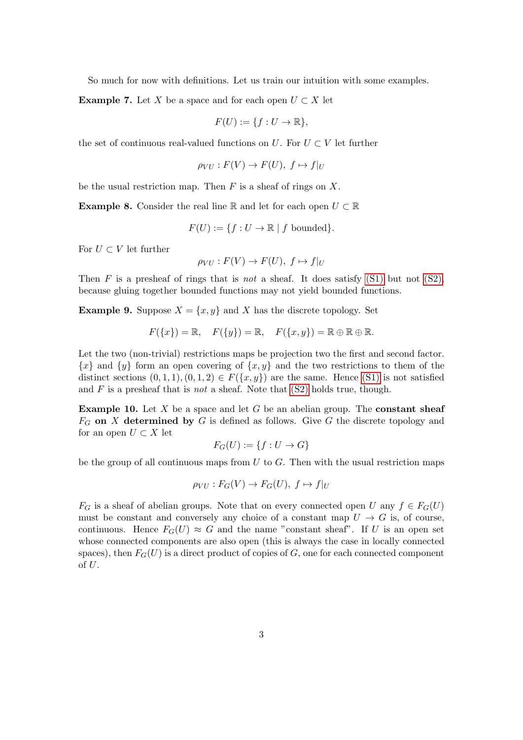So much for now with definitions. Let us train our intuition with some examples.

**Example 7.** Let $X$ be a space and for each open $U \subset X$ let

$$F(U) := \{f : U \to \mathbb{R}\},$$

the set of continuous real-valued functions on $U$. For $U \subset V$ let further

$$\rho_{VU} : F(V) \to F(U),\ f \mapsto f|_U$$

be the usual restriction map. Then $F$ is a sheaf of rings on $X$.

**Example 8.** Consider the real line $\mathbb{R}$ and let for each open $U \subset \mathbb{R}$

$$F(U) := \{f : U \to \mathbb{R} \mid f \text{ bounded}\}.$$

For $U \subset V$ let further

$$\rho_{VU} : F(V) \to F(U),\ f \mapsto f|_U$$

Then $F$ is a presheaf of rings that is *not* a sheaf. It does satisfy (S1) but not (S2), because gluing together bounded functions may not yield bounded functions.

**Example 9.** Suppose $X = \{x, y\}$ and $X$ has the discrete topology. Set

$$F(\{x\}) = \mathbb{R}, \quad F(\{y\}) = \mathbb{R}, \quad F(\{x, y\}) = \mathbb{R} \oplus \mathbb{R} \oplus \mathbb{R}.$$

Let the two (non-trivial) restrictions maps be projection two the first and second factor. $\{x\}$ and $\{y\}$ form an open covering of $\{x, y\}$ and the two restrictions to them of the distinct sections $(0, 1, 1), (0, 1, 2) \in F(\{x, y\})$ are the same. Hence (S1) is not satisfied and $F$ is a presheaf that is *not* a sheaf. Note that (S2) holds true, though.

**Example 10.** Let $X$ be a space and let $G$ be an abelian group. The **constant sheaf** $F_G$ **on** $X$ **determined by** $G$ is defined as follows. Give $G$ the discrete topology and for an open $U \subset X$ let

$$F_G(U) := \{f : U \to G\}$$

be the group of all continuous maps from $U$ to $G$. Then with the usual restriction maps

$$\rho_{VU} : F_G(V) \to F_G(U),\ f \mapsto f|_U$$

$F_G$ is a sheaf of abelian groups. Note that on every connected open $U$ any $f \in F_G(U)$ must be constant and conversely any choice of a constant map $U \to G$ is, of course, continuous. Hence $F_G(U) \approx G$ and the name "constant sheaf". If $U$ is an open set whose connected components are also open (this is always the case in locally connected spaces), then $F_G(U)$ is a direct product of copies of $G$, one for each connected component of $U$.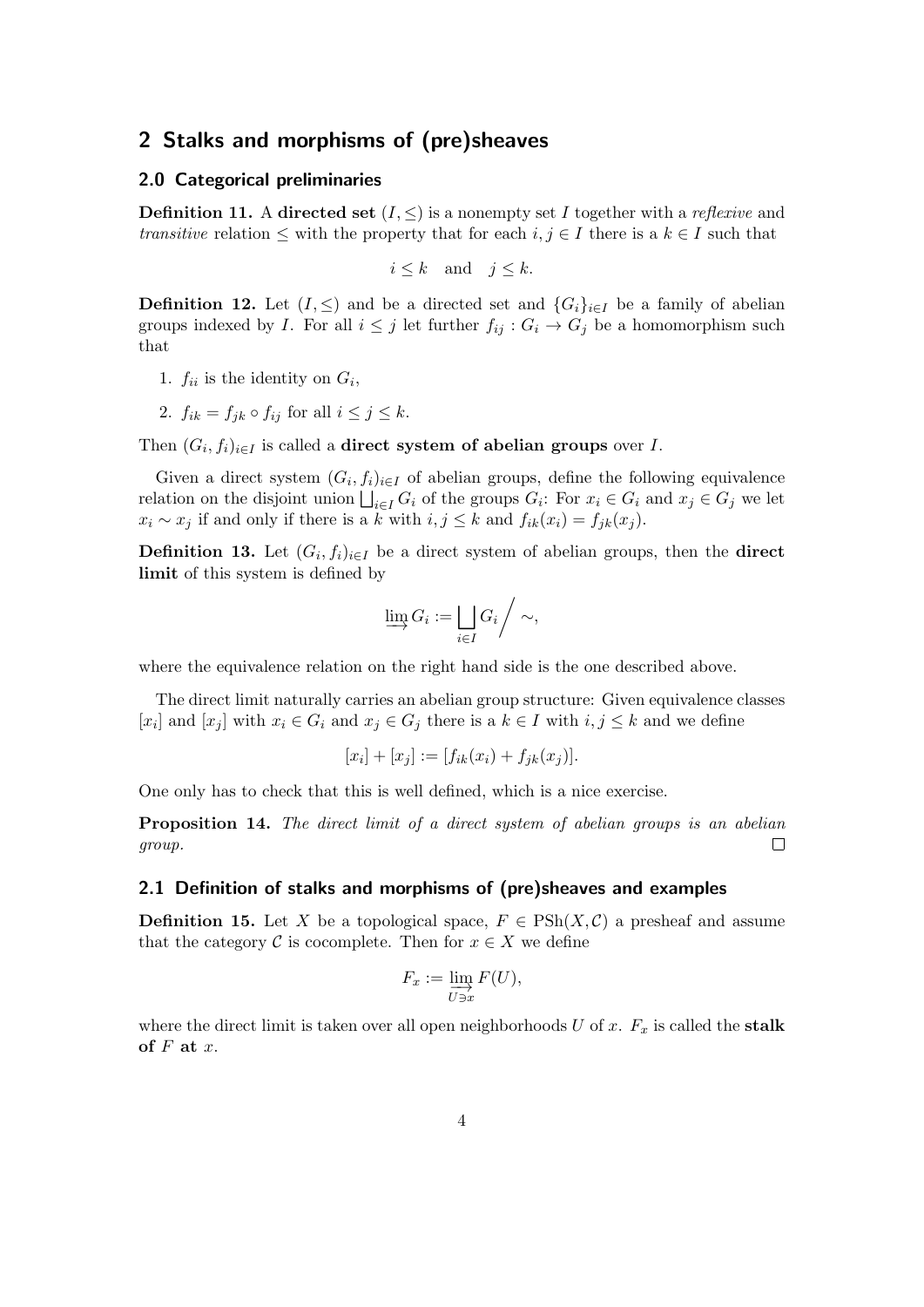## 2 Stalks and morphisms of (pre)sheaves

### 2.0 Categorical preliminaries

**Definition 11.** A **directed set** $(I, \leq)$ is a nonempty set $I$ together with a *reflexive* and *transitive* relation $\leq$ with the property that for each $i, j \in I$ there is a $k \in I$ such that

$$i \leq k \quad \text{and} \quad j \leq k.$$

**Definition 12.** Let $(I, \leq)$ and be a directed set and $\{G_i\}_{i \in I}$ be a family of abelian groups indexed by $I$. For all $i \leq j$ let further $f_{ij} : G_i \to G_j$ be a homomorphism such that

1. $f_{ii}$ is the identity on $G_i$,
2. $f_{ik} = f_{jk} \circ f_{ij}$ for all $i \leq j \leq k$.

Then $(G_i, f_i)_{i \in I}$ is called a **direct system of abelian groups** over $I$.

Given a direct system $(G_i, f_i)_{i \in I}$ of abelian groups, define the following equivalence relation on the disjoint union $\bigsqcup_{i \in I} G_i$ of the groups $G_i$: For $x_i \in G_i$ and $x_j \in G_j$ we let $x_i \sim x_j$ if and only if there is a $k$ with $i, j \leq k$ and $f_{ik}(x_i) = f_{jk}(x_j)$.

**Definition 13.** Let $(G_i, f_i)_{i \in I}$ be a direct system of abelian groups, then the **direct limit** of this system is defined by

$$\varinjlim G_i := \bigsqcup_{i \in I} G_i \Big/ \sim,$$

where the equivalence relation on the right hand side is the one described above.

The direct limit naturally carries an abelian group structure: Given equivalence classes $[x_i]$ and $[x_j]$ with $x_i \in G_i$ and $x_j \in G_j$ there is a $k \in I$ with $i, j \leq k$ and we define

$$[x_i] + [x_j] := [f_{ik}(x_i) + f_{jk}(x_j)].$$

One only has to check that this is well defined, which is a nice exercise.

**Proposition 14.** *The direct limit of a direct system of abelian groups is an abelian group.* □

### 2.1 Definition of stalks and morphisms of (pre)sheaves and examples

**Definition 15.** Let $X$ be a topological space, $F \in \mathrm{PSh}(X, \mathcal{C})$ a presheaf and assume that the category $\mathcal{C}$ is cocomplete. Then for $x \in X$ we define

$$F_x := \varinjlim_{U \ni x} F(U),$$

where the direct limit is taken over all open neighborhoods $U$ of $x$. $F_x$ is called the **stalk of $F$ at $x$**.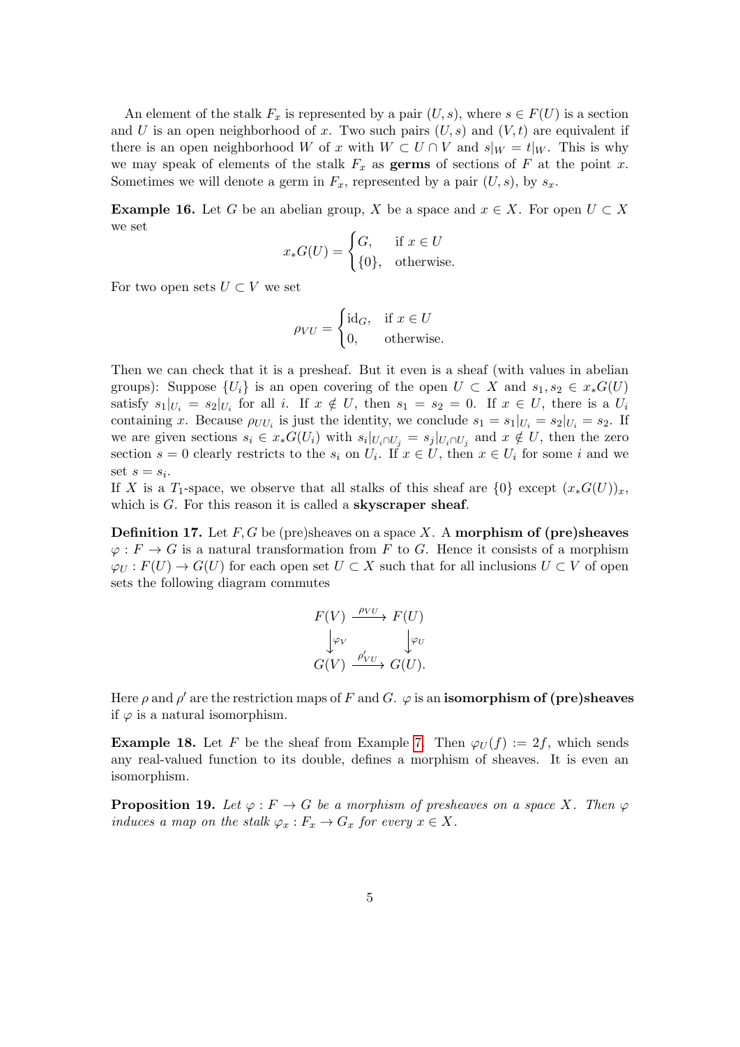An element of the stalk $F_x$ is represented by a pair $(U, s)$, where $s \in F(U)$ is a section and $U$ is an open neighborhood of $x$. Two such pairs $(U, s)$ and $(V, t)$ are equivalent if there is an open neighborhood $W$ of $x$ with $W \subset U \cap V$ and $s|_W = t|_W$. This is why we may speak of elements of the stalk $F_x$ as **germs** of sections of $F$ at the point $x$. Sometimes we will denote a germ in $F_x$, represented by a pair $(U, s)$, by $s_x$.

**Example 16.** Let $G$ be an abelian group, $X$ be a space and $x \in X$. For open $U \subset X$ we set

$$x_*G(U) = \begin{cases} G, & \text{if } x \in U \\ \{0\}, & \text{otherwise.} \end{cases}$$

For two open sets $U \subset V$ we set

$$\rho_{VU} = \begin{cases} \mathrm{id}_G, & \text{if } x \in U \\ 0, & \text{otherwise.} \end{cases}$$

Then we can check that it is a presheaf. But it even is a sheaf (with values in abelian groups): Suppose $\{U_i\}$ is an open covering of the open $U \subset X$ and $s_1, s_2 \in x_*G(U)$ satisfy $s_1|_{U_i} = s_2|_{U_i}$ for all $i$. If $x \notin U$, then $s_1 = s_2 = 0$. If $x \in U$, there is a $U_i$ containing $x$. Because $\rho_{UU_i}$ is just the identity, we conclude $s_1 = s_1|_{U_i} = s_2|_{U_i} = s_2$. If we are given sections $s_i \in x_*G(U_i)$ with $s_i|_{U_i \cap U_j} = s_j|_{U_i \cap U_j}$ and $x \notin U$, then the zero section $s = 0$ clearly restricts to the $s_i$ on $U_i$. If $x \in U$, then $x \in U_i$ for some $i$ and we set $s = s_i$.
If $X$ is a $T_1$-space, we observe that all stalks of this sheaf are $\{0\}$ except $(x_*G(U))_x$, which is $G$. For this reason it is called a **skyscraper sheaf**.

**Definition 17.** Let $F, G$ be (pre)sheaves on a space $X$. A **morphism of (pre)sheaves** $\varphi : F \to G$ is a natural transformation from $F$ to $G$. Hence it consists of a morphism $\varphi_U : F(U) \to G(U)$ for each open set $U \subset X$ such that for all inclusions $U \subset V$ of open sets the following diagram commutes

$$\begin{array}{ccc} F(V) & \xrightarrow{\rho_{VU}} & F(U) \\ \downarrow{\scriptstyle \varphi_V} & & \downarrow{\scriptstyle \varphi_U} \\ G(V) & \xrightarrow{\rho'_{VU}} & G(U). \end{array}$$

Here $\rho$ and $\rho'$ are the restriction maps of $F$ and $G$. $\varphi$ is an **isomorphism of (pre)sheaves** if $\varphi$ is a natural isomorphism.

**Example 18.** Let $F$ be the sheaf from Example 7. Then $\varphi_U(f) := 2f$, which sends any real-valued function to its double, defines a morphism of sheaves. It is even an isomorphism.

**Proposition 19.** *Let $\varphi : F \to G$ be a morphism of presheaves on a space $X$. Then $\varphi$ induces a map on the stalk $\varphi_x : F_x \to G_x$ for every $x \in X$.*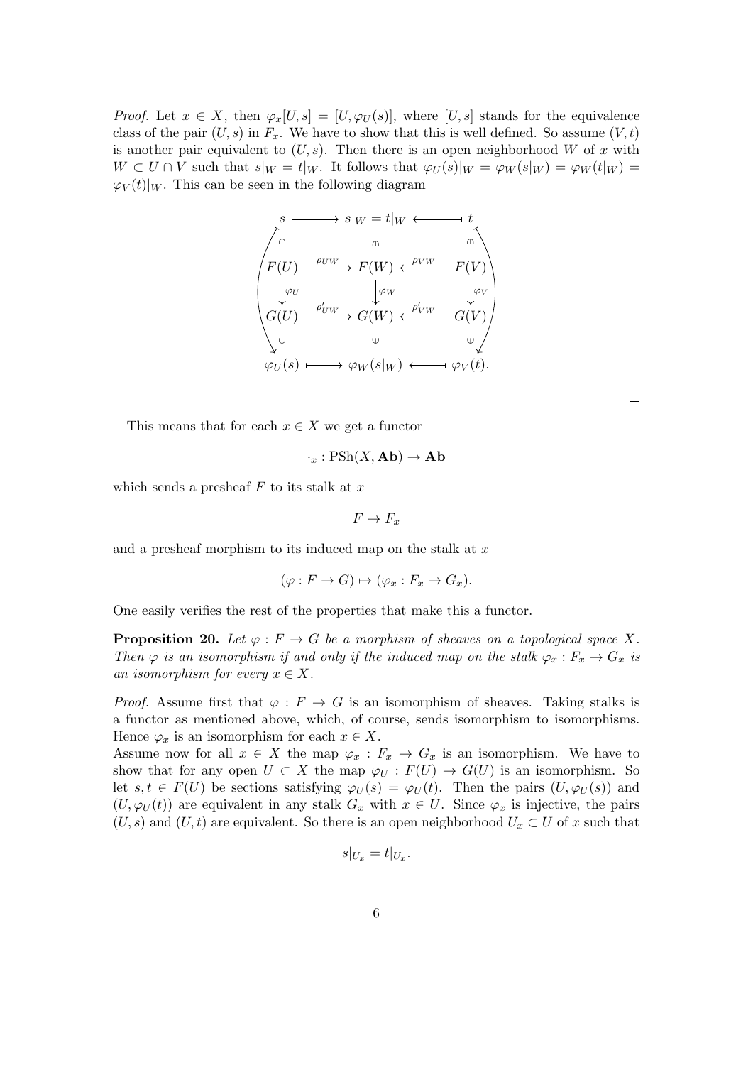*Proof.* Let $x \in X$, then $\varphi_x[U, s] = [U, \varphi_U(s)]$, where $[U, s]$ stands for the equivalence class of the pair $(U, s)$ in $F_x$. We have to show that this is well defined. So assume $(V, t)$ is another pair equivalent to $(U, s)$. Then there is an open neighborhood $W$ of $x$ with $W \subset U \cap V$ such that $s|_W = t|_W$. It follows that $\varphi_U(s)|_W = \varphi_W(s|_W) = \varphi_W(t|_W) = \varphi_V(t)|_W$. This can be seen in the following diagram

$$
\begin{array}{ccccc}
s & \longmapsto & s|_W = t|_W & \longleftarrow & t \\
\Cap & & \Cap & & \Cap \\
F(U) & \xrightarrow{\rho_{UW}} & F(W) & \xleftarrow{\rho_{VW}} & F(V) \\
\downarrow \varphi_U & & \downarrow \varphi_W & & \downarrow \varphi_V \\
G(U) & \xrightarrow{\rho'_{UW}} & G(W) & \xleftarrow{\rho'_{VW}} & G(V) \\
\Cup & & \Cup & & \Cup \\
\varphi_U(s) & \longmapsto & \varphi_W(s|_W) & \longleftarrow & \varphi_V(t).
\end{array}
$$

□

This means that for each $x \in X$ we get a functor

$$\cdot_x : \mathrm{PSh}(X, \mathbf{Ab}) \to \mathbf{Ab}$$

which sends a presheaf $F$ to its stalk at $x$

$$F \mapsto F_x$$

and a presheaf morphism to its induced map on the stalk at $x$

$$(\varphi : F \to G) \mapsto (\varphi_x : F_x \to G_x).$$

One easily verifies the rest of the properties that make this a functor.

**Proposition 20.** *Let $\varphi : F \to G$ be a morphism of sheaves on a topological space $X$. Then $\varphi$ is an isomorphism if and only if the induced map on the stalk $\varphi_x : F_x \to G_x$ is an isomorphism for every $x \in X$.*

*Proof.* Assume first that $\varphi : F \to G$ is an isomorphism of sheaves. Taking stalks is a functor as mentioned above, which, of course, sends isomorphism to isomorphisms. Hence $\varphi_x$ is an isomorphism for each $x \in X$.
Assume now for all $x \in X$ the map $\varphi_x : F_x \to G_x$ is an isomorphism. We have to show that for any open $U \subset X$ the map $\varphi_U : F(U) \to G(U)$ is an isomorphism. So let $s, t \in F(U)$ be sections satisfying $\varphi_U(s) = \varphi_U(t)$. Then the pairs $(U, \varphi_U(s))$ and $(U, \varphi_U(t))$ are equivalent in any stalk $G_x$ with $x \in U$. Since $\varphi_x$ is injective, the pairs $(U, s)$ and $(U, t)$ are equivalent. So there is an open neighborhood $U_x \subset U$ of $x$ such that

$$s|_{U_x} = t|_{U_x}.$$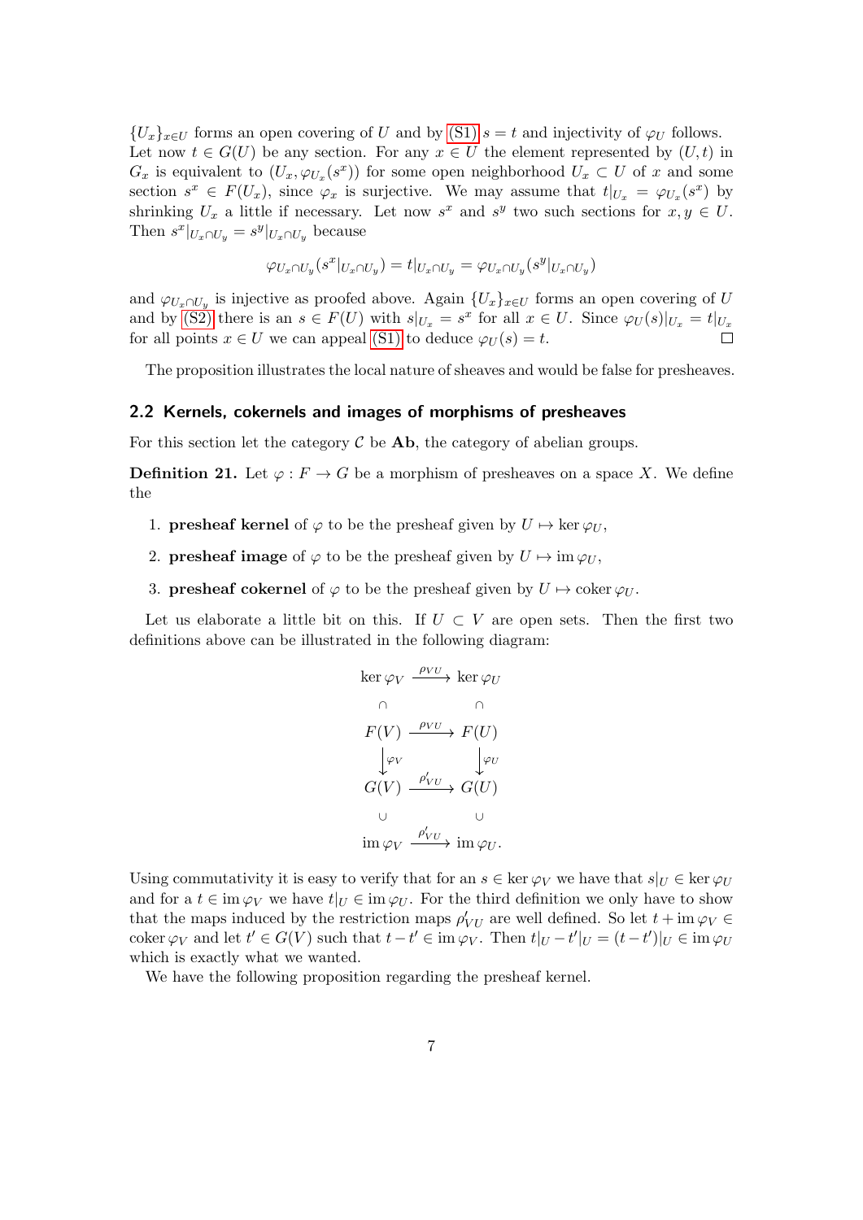$\{U_x\}_{x\in U}$ forms an open covering of $U$ and by (S1) $s = t$ and injectivity of $\varphi_U$ follows. Let now $t \in G(U)$ be any section. For any $x \in U$ the element represented by $(U, t)$ in $G_x$ is equivalent to $(U_x, \varphi_{U_x}(s^x))$ for some open neighborhood $U_x \subset U$ of $x$ and some section $s^x \in F(U_x)$, since $\varphi_x$ is surjective. We may assume that $t|_{U_x} = \varphi_{U_x}(s^x)$ by shrinking $U_x$ a little if necessary. Let now $s^x$ and $s^y$ two such sections for $x, y \in U$. Then $s^x|_{U_x\cap U_y} = s^y|_{U_x\cap U_y}$ because

$$\varphi_{U_x\cap U_y}(s^x|_{U_x\cap U_y}) = t|_{U_x\cap U_y} = \varphi_{U_x\cap U_y}(s^y|_{U_x\cap U_y})$$

and $\varphi_{U_x\cap U_y}$ is injective as proofed above. Again $\{U_x\}_{x\in U}$ forms an open covering of $U$ and by (S2) there is an $s \in F(U)$ with $s|_{U_x} = s^x$ for all $x \in U$. Since $\varphi_U(s)|_{U_x} = t|_{U_x}$ for all points $x \in U$ we can appeal (S1) to deduce $\varphi_U(s) = t$. □

The proposition illustrates the local nature of sheaves and would be false for presheaves.

## 2.2 Kernels, cokernels and images of morphisms of presheaves

For this section let the category $\mathcal{C}$ be **Ab**, the category of abelian groups.

**Definition 21.** Let $\varphi : F \to G$ be a morphism of presheaves on a space $X$. We define the

1. **presheaf kernel** of $\varphi$ to be the presheaf given by $U \mapsto \ker \varphi_U$,
2. **presheaf image** of $\varphi$ to be the presheaf given by $U \mapsto \operatorname{im} \varphi_U$,
3. **presheaf cokernel** of $\varphi$ to be the presheaf given by $U \mapsto \operatorname{coker} \varphi_U$.

Let us elaborate a little bit on this. If $U \subset V$ are open sets. Then the first two definitions above can be illustrated in the following diagram:

$$\begin{array}{ccc}
\ker \varphi_V & \xrightarrow{\rho_{VU}} & \ker \varphi_U \\
\cap & & \cap \\
F(V) & \xrightarrow{\rho_{VU}} & F(U) \\
\downarrow{\scriptstyle \varphi_V} & & \downarrow{\scriptstyle \varphi_U} \\
G(V) & \xrightarrow{\rho'_{VU}} & G(U) \\
\cup & & \cup \\
\operatorname{im} \varphi_V & \xrightarrow{\rho'_{VU}} & \operatorname{im} \varphi_U .
\end{array}$$

Using commutativity it is easy to verify that for an $s \in \ker \varphi_V$ we have that $s|_U \in \ker \varphi_U$ and for a $t \in \operatorname{im} \varphi_V$ we have $t|_U \in \operatorname{im} \varphi_U$. For the third definition we only have to show that the maps induced by the restriction maps $\rho'_{VU}$ are well defined. So let $t + \operatorname{im} \varphi_V \in \operatorname{coker} \varphi_V$ and let $t' \in G(V)$ such that $t - t' \in \operatorname{im} \varphi_V$. Then $t|_U - t'|_U = (t - t')|_U \in \operatorname{im} \varphi_U$ which is exactly what we wanted.

We have the following proposition regarding the presheaf kernel.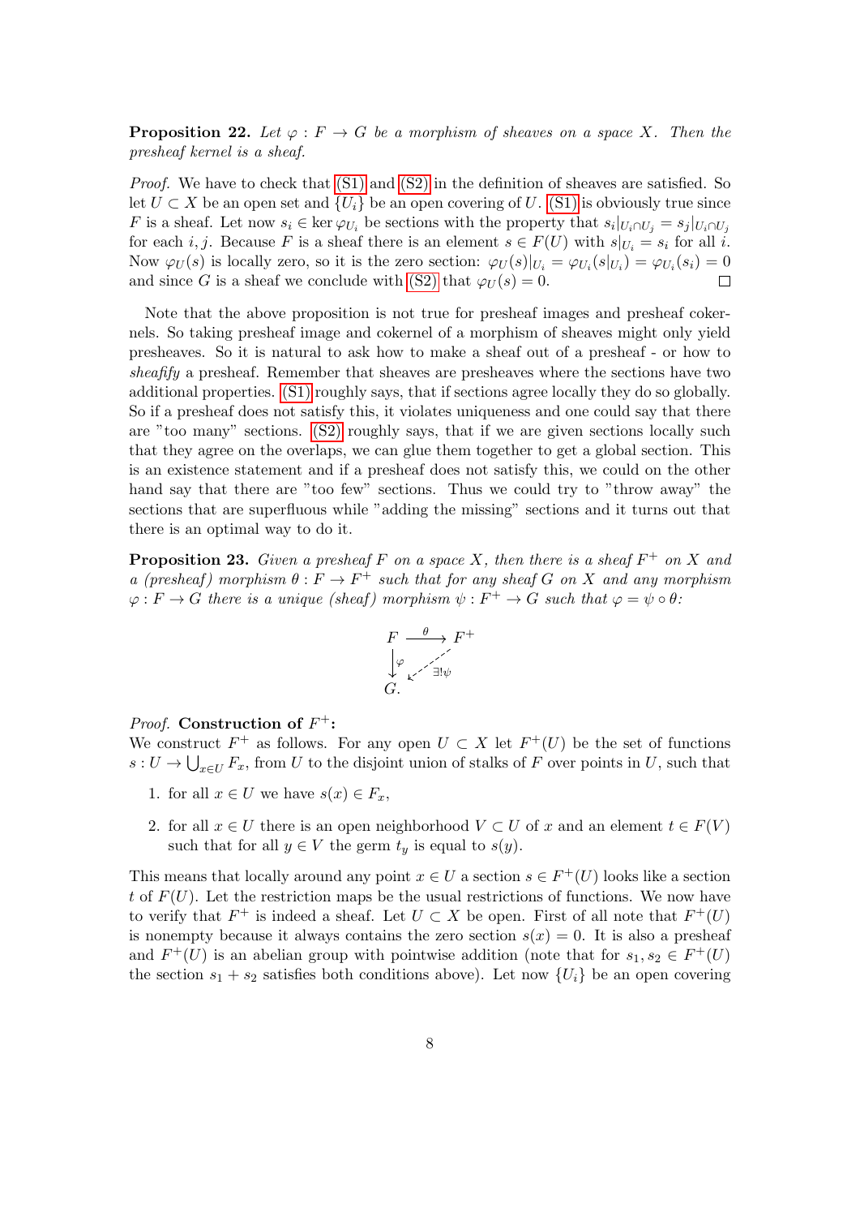**Proposition 22.** *Let $\varphi : F \to G$ be a morphism of sheaves on a space $X$. Then the presheaf kernel is a sheaf.*

*Proof.* We have to check that (S1) and (S2) in the definition of sheaves are satisfied. So let $U \subset X$ be an open set and $\{U_i\}$ be an open covering of $U$. (S1) is obviously true since $F$ is a sheaf. Let now $s_i \in \ker \varphi_{U_i}$ be sections with the property that $s_i|_{U_i \cap U_j} = s_j|_{U_i \cap U_j}$ for each $i, j$. Because $F$ is a sheaf there is an element $s \in F(U)$ with $s|_{U_i} = s_i$ for all $i$. Now $\varphi_U(s)$ is locally zero, so it is the zero section: $\varphi_U(s)|_{U_i} = \varphi_{U_i}(s|_{U_i}) = \varphi_{U_i}(s_i) = 0$ and since $G$ is a sheaf we conclude with (S2) that $\varphi_U(s) = 0$. $\square$

Note that the above proposition is not true for presheaf images and presheaf cokernels. So taking presheaf image and cokernel of a morphism of sheaves might only yield presheaves. So it is natural to ask how to make a sheaf out of a presheaf - or how to *sheafify* a presheaf. Remember that sheaves are presheaves where the sections have two additional properties. (S1) roughly says, that if sections agree locally they do so globally. So if a presheaf does not satisfy this, it violates uniqueness and one could say that there are "too many" sections. (S2) roughly says, that if we are given sections locally such that they agree on the overlaps, we can glue them together to get a global section. This is an existence statement and if a presheaf does not satisfy this, we could on the other hand say that there are "too few" sections. Thus we could try to "throw away" the sections that are superfluous while "adding the missing" sections and it turns out that there is an optimal way to do it.

**Proposition 23.** *Given a presheaf $F$ on a space $X$, then there is a sheaf $F^+$ on $X$ and a (presheaf) morphism $\theta : F \to F^+$ such that for any sheaf $G$ on $X$ and any morphism $\varphi : F \to G$ there is a unique (sheaf) morphism $\psi : F^+ \to G$ such that $\varphi = \psi \circ \theta$:*

$$\begin{array}{ccc} F & \xrightarrow{\theta} & F^+ \\ \downarrow{\scriptstyle\varphi} & \swarrow{\scriptstyle\exists!\psi} & \\ G. & & \end{array}$$

*Proof.* **Construction of $F^+$:**
We construct $F^+$ as follows. For any open $U \subset X$ let $F^+(U)$ be the set of functions $s : U \to \bigcup_{x \in U} F_x$, from $U$ to the disjoint union of stalks of $F$ over points in $U$, such that

1. for all $x \in U$ we have $s(x) \in F_x$,
2. for all $x \in U$ there is an open neighborhood $V \subset U$ of $x$ and an element $t \in F(V)$ such that for all $y \in V$ the germ $t_y$ is equal to $s(y)$.

This means that locally around any point $x \in U$ a section $s \in F^+(U)$ looks like a section $t$ of $F(U)$. Let the restriction maps be the usual restrictions of functions. We now have to verify that $F^+$ is indeed a sheaf. Let $U \subset X$ be open. First of all note that $F^+(U)$ is nonempty because it always contains the zero section $s(x) = 0$. It is also a presheaf and $F^+(U)$ is an abelian group with pointwise addition (note that for $s_1, s_2 \in F^+(U)$ the section $s_1 + s_2$ satisfies both conditions above). Let now $\{U_i\}$ be an open covering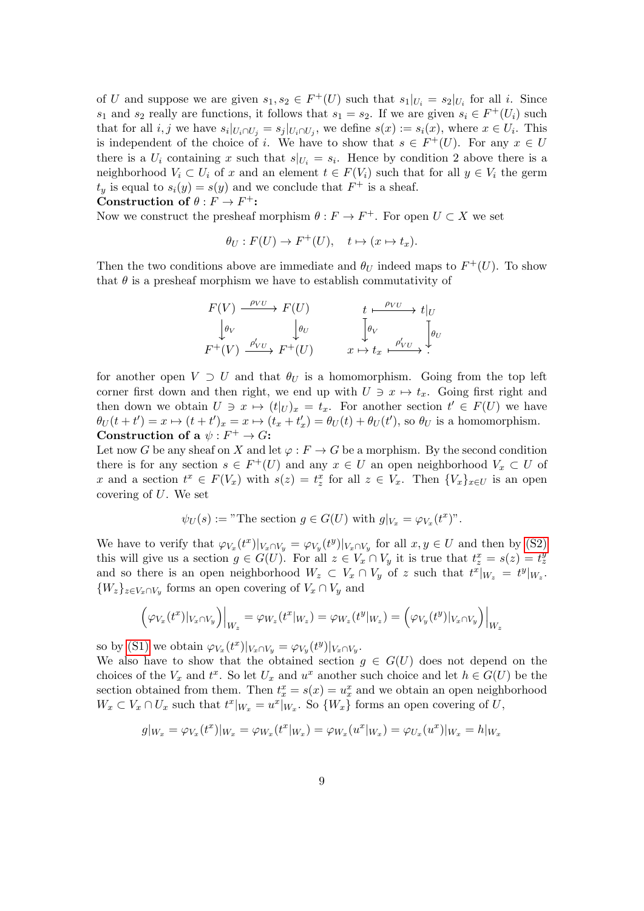of $U$ and suppose we are given $s_1, s_2 \in F^+(U)$ such that $s_1|_{U_i} = s_2|_{U_i}$ for all $i$. Since $s_1$ and $s_2$ really are functions, it follows that $s_1 = s_2$. If we are given $s_i \in F^+(U_i)$ such that for all $i, j$ we have $s_i|_{U_i \cap U_j} = s_j|_{U_i \cap U_j}$, we define $s(x) := s_i(x)$, where $x \in U_i$. This is independent of the choice of $i$. We have to show that $s \in F^+(U)$. For any $x \in U$ there is a $U_i$ containing $x$ such that $s|_{U_i} = s_i$. Hence by condition 2 above there is a neighborhood $V_i \subset U_i$ of $x$ and an element $t \in F(V_i)$ such that for all $y \in V_i$ the germ $t_y$ is equal to $s_i(y) = s(y)$ and we conclude that $F^+$ is a sheaf.

**Construction of $\theta : F \to F^+$:**

Now we construct the presheaf morphism $\theta : F \to F^+$. For open $U \subset X$ we set

$$\theta_U : F(U) \to F^+(U), \quad t \mapsto (x \mapsto t_x).$$

Then the two conditions above are immediate and $\theta_U$ indeed maps to $F^+(U)$. To show that $\theta$ is a presheaf morphism we have to establish commutativity of

$$\begin{array}{ccc} F(V) & \xrightarrow{\rho_{VU}} & F(U) \\ \downarrow{\scriptstyle \theta_V} & & \downarrow{\scriptstyle \theta_U} \\ F^+(V) & \xrightarrow{\rho'_{VU}} & F^+(U) \end{array} \qquad \begin{array}{ccc} t & \longmapsto^{\rho_{VU}} & t|_U \\ \downarrow{\scriptstyle \theta_V} & & \downarrow{\scriptstyle \theta_U} \\ x \mapsto t_x & \longmapsto^{\rho'_{VU}} & . \end{array}$$

for another open $V \supset U$ and that $\theta_U$ is a homomorphism. Going from the top left corner first down and then right, we end up with $U \ni x \mapsto t_x$. Going first right and then down we obtain $U \ni x \mapsto (t|_U)_x = t_x$. For another section $t' \in F(U)$ we have $\theta_U(t + t') = x \mapsto (t + t')_x = x \mapsto (t_x + t'_x) = \theta_U(t) + \theta_U(t')$, so $\theta_U$ is a homomorphism.

**Construction of a $\psi : F^+ \to G$:**

Let now $G$ be any sheaf on $X$ and let $\varphi : F \to G$ be a morphism. By the second condition there is for any section $s \in F^+(U)$ and any $x \in U$ an open neighborhood $V_x \subset U$ of $x$ and a section $t^x \in F(V_x)$ with $s(z) = t^x_z$ for all $z \in V_x$. Then $\{V_x\}_{x \in U}$ is an open covering of $U$. We set

$$\psi_U(s) := \text{"The section } g \in G(U) \text{ with } g|_{V_x} = \varphi_{V_x}(t^x)\text{"}.$$

We have to verify that $\varphi_{V_x}(t^x)|_{V_x \cap V_y} = \varphi_{V_y}(t^y)|_{V_x \cap V_y}$ for all $x, y \in U$ and then by (S2) this will give us a section $g \in G(U)$. For all $z \in V_x \cap V_y$ it is true that $t^x_z = s(z) = t^y_z$ and so there is an open neighborhood $W_z \subset V_x \cap V_y$ of $z$ such that $t^x|_{W_z} = t^y|_{W_z}$. $\{W_z\}_{z \in V_x \cap V_y}$ forms an open covering of $V_x \cap V_y$ and

$$\left(\varphi_{V_x}(t^x)|_{V_x \cap V_y}\right)\Big|_{W_z} = \varphi_{W_z}(t^x|_{W_z}) = \varphi_{W_z}(t^y|_{W_z}) = \left(\varphi_{V_y}(t^y)|_{V_x \cap V_y}\right)\Big|_{W_z}$$

so by (S1) we obtain $\varphi_{V_x}(t^x)|_{V_x \cap V_y} = \varphi_{V_y}(t^y)|_{V_x \cap V_y}$.

We also have to show that the obtained section $g \in G(U)$ does not depend on the choices of the $V_x$ and $t^x$. So let $U_x$ and $u^x$ another such choice and let $h \in G(U)$ be the section obtained from them. Then $t^x_x = s(x) = u^x_x$ and we obtain an open neighborhood $W_x \subset V_x \cap U_x$ such that $t^x|_{W_x} = u^x|_{W_x}$. So $\{W_x\}$ forms an open covering of $U$,

$$g|_{W_x} = \varphi_{V_x}(t^x)|_{W_x} = \varphi_{W_x}(t^x|_{W_x}) = \varphi_{W_x}(u^x|_{W_x}) = \varphi_{U_x}(u^x)|_{W_x} = h|_{W_x}$$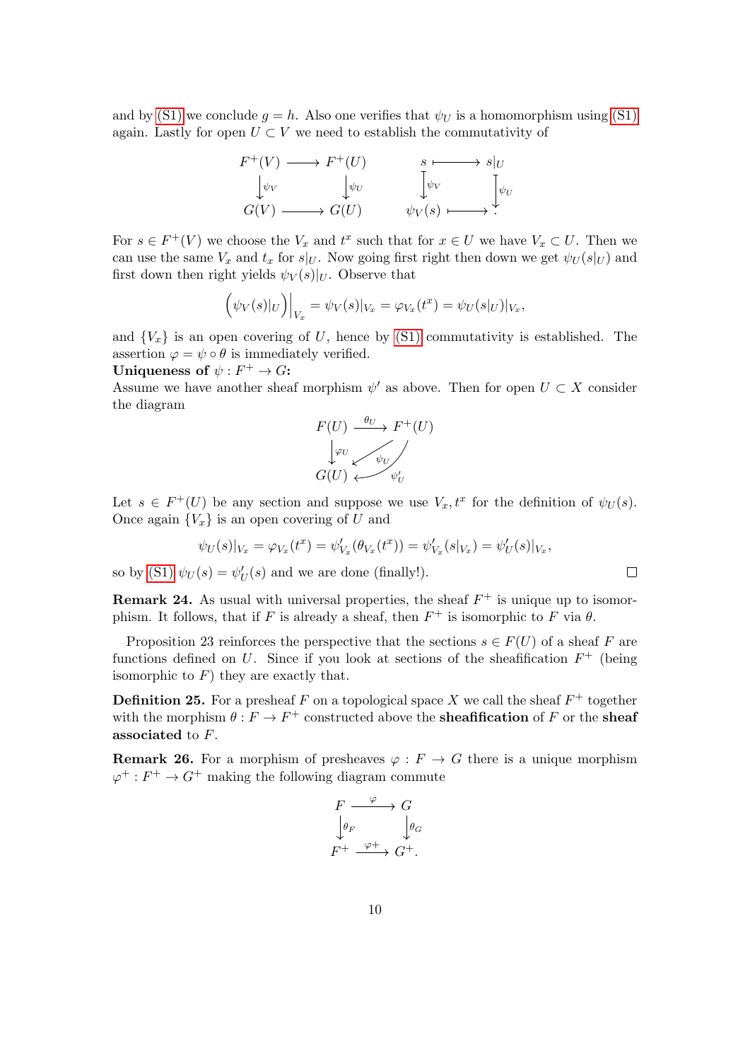and by (S1) we conclude $g = h$. Also one verifies that $\psi_U$ is a homomorphism using (S1) again. Lastly for open $U \subset V$ we need to establish the commutativity of

$$\begin{array}{ccc} F^+(V) & \longrightarrow & F^+(U) \\ \downarrow{\scriptstyle \psi_V} & & \downarrow{\scriptstyle \psi_U} \\ G(V) & \longrightarrow & G(U) \end{array} \qquad \begin{array}{ccc} s & \longmapsto & s|_U \\ \downarrow{\scriptstyle \psi_V} & & \downarrow{\scriptstyle \psi_U} \\ \psi_V(s) & \longmapsto & \cdot \end{array}$$

For $s \in F^+(V)$ we choose the $V_x$ and $t^x$ such that for $x \in U$ we have $V_x \subset U$. Then we can use the same $V_x$ and $t_x$ for $s|_U$. Now going first right then down we get $\psi_U(s|_U)$ and first down then right yields $\psi_V(s)|_U$. Observe that

$$\Big(\psi_V(s)|_U\Big)\Big|_{V_x} = \psi_V(s)|_{V_x} = \varphi_{V_x}(t^x) = \psi_U(s|_U)|_{V_x},$$

and $\{V_x\}$ is an open covering of $U$, hence by (S1) commutativity is established. The assertion $\varphi = \psi \circ \theta$ is immediately verified.

**Uniqueness of $\psi : F^+ \to G$:**
Assume we have another sheaf morphism $\psi'$ as above. Then for open $U \subset X$ consider the diagram

$$\begin{array}{ccc} F(U) & \xrightarrow{\theta_U} & F^+(U) \\ \downarrow{\scriptstyle \varphi_U} & \swarrow{\scriptstyle \psi_U} \;\; \swarrow{\scriptstyle \psi'_U} & \\ G(U) & & \end{array}$$

Let $s \in F^+(U)$ be any section and suppose we use $V_x, t^x$ for the definition of $\psi_U(s)$. Once again $\{V_x\}$ is an open covering of $U$ and

$$\psi_U(s)|_{V_x} = \varphi_{V_x}(t^x) = \psi'_{V_x}(\theta_{V_x}(t^x)) = \psi'_{V_x}(s|_{V_x}) = \psi'_U(s)|_{V_x},$$

so by (S1) $\psi_U(s) = \psi'_U(s)$ and we are done (finally!). $\square$

**Remark 24.** As usual with universal properties, the sheaf $F^+$ is unique up to isomorphism. It follows, that if $F$ is already a sheaf, then $F^+$ is isomorphic to $F$ via $\theta$.

Proposition 23 reinforces the perspective that the sections $s \in F(U)$ of a sheaf $F$ are functions defined on $U$. Since if you look at sections of the sheafification $F^+$ (being isomorphic to $F$) they are exactly that.

**Definition 25.** For a presheaf $F$ on a topological space $X$ we call the sheaf $F^+$ together with the morphism $\theta : F \to F^+$ constructed above the **sheafification** of $F$ or the **sheaf associated** to $F$.

**Remark 26.** For a morphism of presheaves $\varphi : F \to G$ there is a unique morphism $\varphi^+ : F^+ \to G^+$ making the following diagram commute

$$\begin{array}{ccc} F & \xrightarrow{\varphi} & G \\ \downarrow{\scriptstyle \theta_F} & & \downarrow{\scriptstyle \theta_G} \\ F^+ & \xrightarrow{\varphi^+} & G^+. \end{array}$$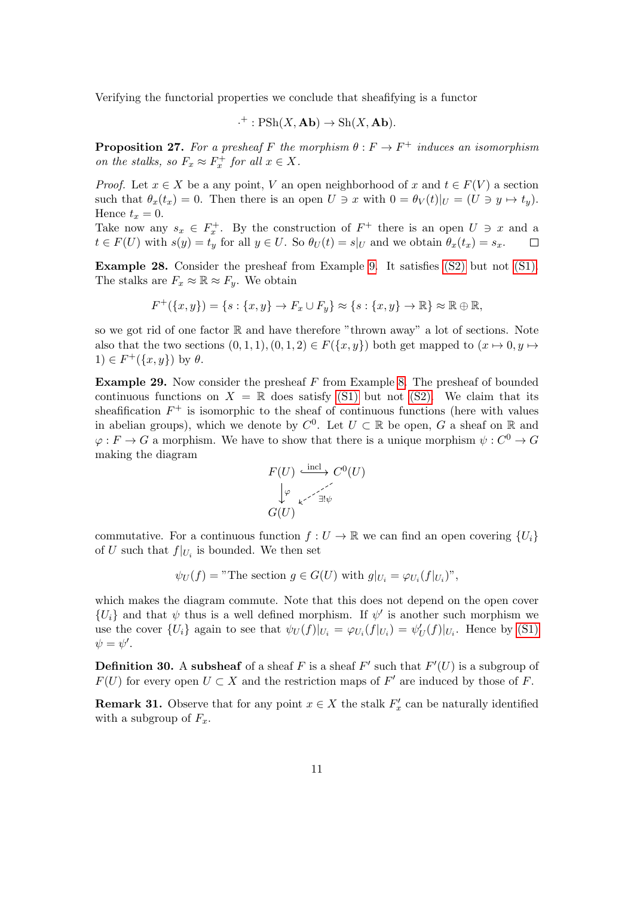Verifying the functorial properties we conclude that sheafifying is a functor

$$\cdot^+ : \mathrm{PSh}(X, \mathbf{Ab}) \to \mathrm{Sh}(X, \mathbf{Ab}).$$

**Proposition 27.** *For a presheaf $F$ the morphism $\theta : F \to F^+$ induces an isomorphism on the stalks, so $F_x \approx F_x^+$ for all $x \in X$.*

*Proof.* Let $x \in X$ be a any point, $V$ an open neighborhood of $x$ and $t \in F(V)$ a section such that $\theta_x(t_x) = 0$. Then there is an open $U \ni x$ with $0 = \theta_V(t)|_U = (U \ni y \mapsto t_y)$. Hence $t_x = 0$.

Take now any $s_x \in F_x^+$. By the construction of $F^+$ there is an open $U \ni x$ and a $t \in F(U)$ with $s(y) = t_y$ for all $y \in U$. So $\theta_U(t) = s|_U$ and we obtain $\theta_x(t_x) = s_x$. $\square$

**Example 28.** Consider the presheaf from Example 9. It satisfies (S2) but not (S1). The stalks are $F_x \approx \mathbb{R} \approx F_y$. We obtain

$$F^+(\{x, y\}) = \{s : \{x, y\} \to F_x \cup F_y\} \approx \{s : \{x, y\} \to \mathbb{R}\} \approx \mathbb{R} \oplus \mathbb{R},$$

so we got rid of one factor $\mathbb{R}$ and have therefore "thrown away" a lot of sections. Note also that the two sections $(0, 1, 1), (0, 1, 2) \in F(\{x, y\})$ both get mapped to $(x \mapsto 0, y \mapsto 1) \in F^+(\{x, y\})$ by $\theta$.

**Example 29.** Now consider the presheaf $F$ from Example 8. The presheaf of bounded continuous functions on $X = \mathbb{R}$ does satisfy (S1) but not (S2). We claim that its sheafification $F^+$ is isomorphic to the sheaf of continuous functions (here with values in abelian groups), which we denote by $C^0$. Let $U \subset \mathbb{R}$ be open, $G$ a sheaf on $\mathbb{R}$ and $\varphi : F \to G$ a morphism. We have to show that there is a unique morphism $\psi : C^0 \to G$ making the diagram

$$\begin{array}{ccc} F(U) & \xrightarrow{\text{incl}} & C^0(U) \\ \downarrow \varphi & \swarrow \exists! \psi & \\ G(U) & & \end{array}$$

commutative. For a continuous function $f : U \to \mathbb{R}$ we can find an open covering $\{U_i\}$ of $U$ such that $f|_{U_i}$ is bounded. We then set

$$\psi_U(f) = \text{"The section } g \in G(U) \text{ with } g|_{U_i} = \varphi_{U_i}(f|_{U_i})\text{"},$$

which makes the diagram commute. Note that this does not depend on the open cover $\{U_i\}$ and that $\psi$ thus is a well defined morphism. If $\psi'$ is another such morphism we use the cover $\{U_i\}$ again to see that $\psi_U(f)|_{U_i} = \varphi_{U_i}(f|_{U_i}) = \psi'_U(f)|_{U_i}$. Hence by (S1) $\psi = \psi'$.

**Definition 30.** A **subsheaf** of a sheaf $F$ is a sheaf $F'$ such that $F'(U)$ is a subgroup of $F(U)$ for every open $U \subset X$ and the restriction maps of $F'$ are induced by those of $F$.

**Remark 31.** Observe that for any point $x \in X$ the stalk $F'_x$ can be naturally identified with a subgroup of $F_x$.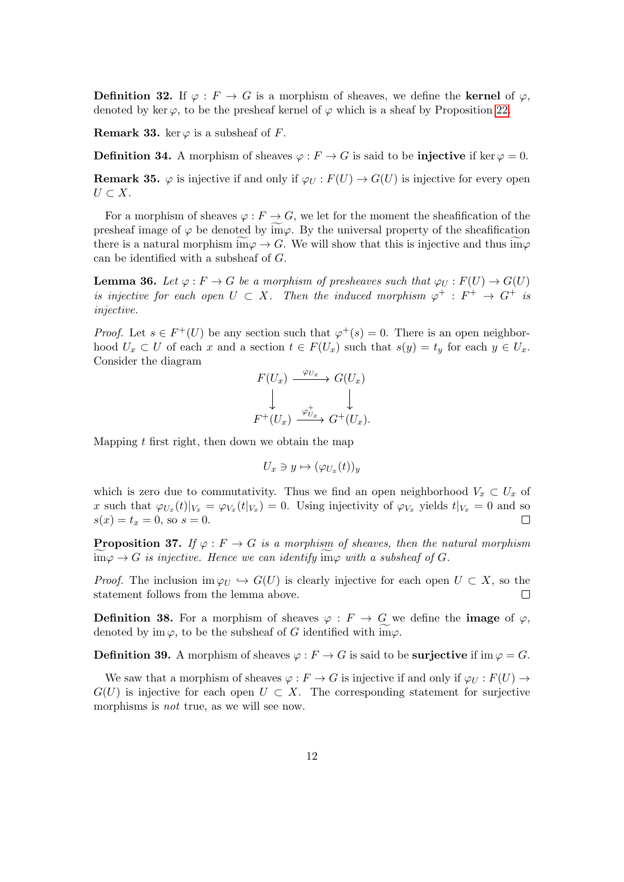**Definition 32.** If $\varphi : F \to G$ is a morphism of sheaves, we define the **kernel** of $\varphi$, denoted by $\ker \varphi$, to be the presheaf kernel of $\varphi$ which is a sheaf by Proposition 22.

**Remark 33.** $\ker \varphi$ is a subsheaf of $F$.

**Definition 34.** A morphism of sheaves $\varphi : F \to G$ is said to be **injective** if $\ker \varphi = 0$.

**Remark 35.** $\varphi$ is injective if and only if $\varphi_U : F(U) \to G(U)$ is injective for every open $U \subset X$.

For a morphism of sheaves $\varphi : F \to G$, we let for the moment the sheafification of the presheaf image of $\varphi$ be denoted by $\widetilde{\mathrm{im}}\varphi$. By the universal property of the sheafification there is a natural morphism $\widetilde{\mathrm{im}}\varphi \to G$. We will show that this is injective and thus $\widetilde{\mathrm{im}}\varphi$ can be identified with a subsheaf of $G$.

**Lemma 36.** *Let $\varphi : F \to G$ be a morphism of presheaves such that $\varphi_U : F(U) \to G(U)$ is injective for each open $U \subset X$. Then the induced morphism $\varphi^+ : F^+ \to G^+$ is injective.*

*Proof.* Let $s \in F^+(U)$ be any section such that $\varphi^+(s) = 0$. There is an open neighborhood $U_x \subset U$ of each $x$ and a section $t \in F(U_x)$ such that $s(y) = t_y$ for each $y \in U_x$. Consider the diagram

$$\begin{array}{ccc} F(U_x) & \xrightarrow{\varphi_{U_x}} & G(U_x) \\ \downarrow & & \downarrow \\ F^+(U_x) & \xrightarrow{\varphi^+_{U_x}} & G^+(U_x). \end{array}$$

Mapping $t$ first right, then down we obtain the map

$$U_x \ni y \mapsto (\varphi_{U_x}(t))_y$$

which is zero due to commutativity. Thus we find an open neighborhood $V_x \subset U_x$ of $x$ such that $\varphi_{U_x}(t)|_{V_x} = \varphi_{V_x}(t|_{V_x}) = 0$. Using injectivity of $\varphi_{V_x}$ yields $t|_{V_x} = 0$ and so $s(x) = t_x = 0$, so $s = 0$. $\square$

**Proposition 37.** *If $\varphi : F \to G$ is a morphism of sheaves, then the natural morphism $\widetilde{\mathrm{im}}\varphi \to G$ is injective. Hence we can identify $\widetilde{\mathrm{im}}\varphi$ with a subsheaf of $G$.*

*Proof.* The inclusion $\mathrm{im}\,\varphi_U \hookrightarrow G(U)$ is clearly injective for each open $U \subset X$, so the statement follows from the lemma above. $\square$

**Definition 38.** For a morphism of sheaves $\varphi : F \to G$ we define the **image** of $\varphi$, denoted by $\mathrm{im}\,\varphi$, to be the subsheaf of $G$ identified with $\widetilde{\mathrm{im}}\varphi$.

**Definition 39.** A morphism of sheaves $\varphi : F \to G$ is said to be **surjective** if $\mathrm{im}\,\varphi = G$.

We saw that a morphism of sheaves $\varphi : F \to G$ is injective if and only if $\varphi_U : F(U) \to G(U)$ is injective for each open $U \subset X$. The corresponding statement for surjective morphisms is *not* true, as we will see now.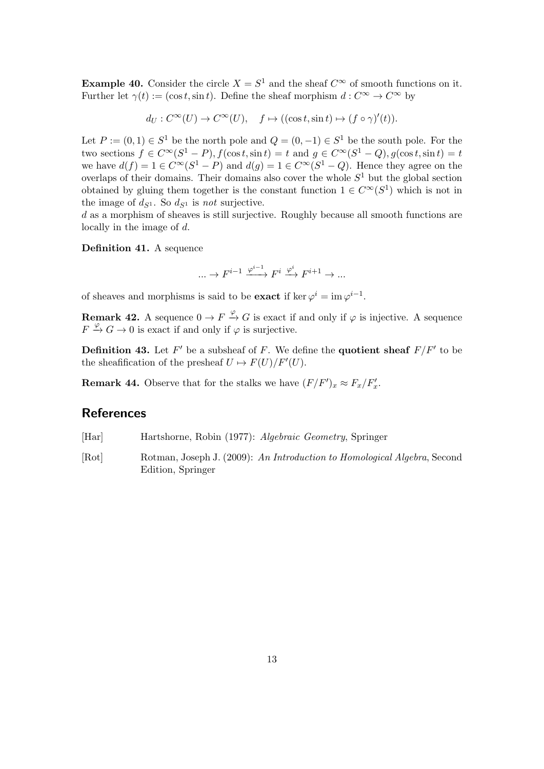**Example 40.** Consider the circle $X = S^1$ and the sheaf $C^\infty$ of smooth functions on it. Further let $\gamma(t) := (\cos t, \sin t)$. Define the sheaf morphism $d : C^\infty \to C^\infty$ by

$$d_U : C^\infty(U) \to C^\infty(U), \quad f \mapsto ((\cos t, \sin t) \mapsto (f \circ \gamma)'(t)).$$

Let $P := (0, 1) \in S^1$ be the north pole and $Q = (0, -1) \in S^1$ be the south pole. For the two sections $f \in C^\infty(S^1 - P), f(\cos t, \sin t) = t$ and $g \in C^\infty(S^1 - Q), g(\cos t, \sin t) = t$ we have $d(f) = 1 \in C^\infty(S^1 - P)$ and $d(g) = 1 \in C^\infty(S^1 - Q)$. Hence they agree on the overlaps of their domains. Their domains also cover the whole $S^1$ but the global section obtained by gluing them together is the constant function $1 \in C^\infty(S^1)$ which is not in the image of $d_{S^1}$. So $d_{S^1}$ is *not* surjective.
$d$ as a morphism of sheaves is still surjective. Roughly because all smooth functions are locally in the image of $d$.

**Definition 41.** A sequence

$$\ldots \to F^{i-1} \xrightarrow{\varphi^{i-1}} F^i \xrightarrow{\varphi^i} F^{i+1} \to \ldots$$

of sheaves and morphisms is said to be **exact** if $\ker \varphi^i = \operatorname{im} \varphi^{i-1}$.

**Remark 42.** A sequence $0 \to F \xrightarrow{\varphi} G$ is exact if and only if $\varphi$ is injective. A sequence $F \xrightarrow{\varphi} G \to 0$ is exact if and only if $\varphi$ is surjective.

**Definition 43.** Let $F'$ be a subsheaf of $F$. We define the **quotient sheaf** $F/F'$ to be the sheafification of the presheaf $U \mapsto F(U)/F'(U)$.

**Remark 44.** Observe that for the stalks we have $(F/F')_x \approx F_x/F'_x$.

## References

[Har] Hartshorne, Robin (1977): *Algebraic Geometry*, Springer

[Rot] Rotman, Joseph J. (2009): *An Introduction to Homological Algebra*, Second Edition, Springer